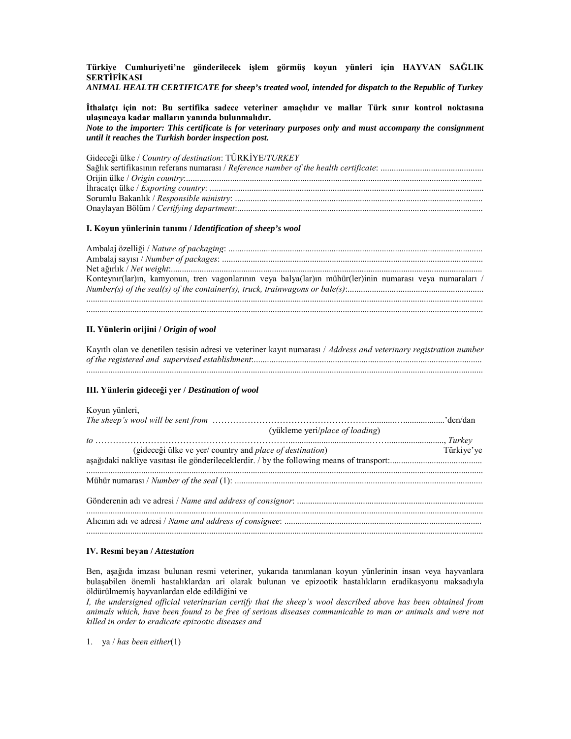**Türkiye Cumhuriyeti'ne gönderilecek işlem görmüş koyun yünleri için HAYVAN SAĞLIK SERTİFİKASI**
***ANIMAL HEALTH CERTIFICATE for sheep's treated wool, intended for dispatch to the Republic of Turkey***

**İthalatçı için not: Bu sertifika sadece veteriner amaçlıdır ve mallar Türk sınır kontrol noktasına ulaşıncaya kadar malların yanında bulunmalıdır.**
***Note to the importer: This certificate is for veterinary purposes only and must accompany the consignment until it reaches the Turkish border inspection post.***

Gideceği ülke / *Country of destination*: TÜRKİYE/*TURKEY*
Sağlık sertifikasının referans numarası / *Reference number of the health certificate*: ..............................................
Orijin ülke / *Origin country*:......................................................................................................................................
İhracatçı ülke / *Exporting country*: ...........................................................................................................................
Sorumlu Bakanlık / *Responsible ministry*: ................................................................................................................
Onaylayan Bölüm / *Certifying department*:...............................................................................................................

**I. Koyun yünlerinin tanımı / *Identification of sheep's wool***

Ambalaj özelliği / *Nature of packaging*: ..................................................................................................................
Ambalaj sayısı / *Number of packages*: .....................................................................................................................
Net ağırlık / *Net weight*:.............................................................................................................................................
Konteynır(lar)ın, kamyonun, tren vagonlarının veya balya(lar)ın mühür(ler)inin numarası veya numaraları / *Number(s) of the seal(s) of the container(s), truck, trainwagons or bale(s)*:.............................................................
..................................................................................................................................................................................
..................................................................................................................................................................................

**II. Yünlerin orijini / *Origin of wool***

Kayıtlı olan ve denetilen tesisin adresi ve veteriner kayıt numarası / *Address and veterinary registration number of the registered and supervised establishment*:.......................................................................................................
..................................................................................................................................................................................

**III. Yünlerin gideceği yer / *Destination of wool***

Koyun yünleri,
*The sheep's wool will be sent from* ………………………………………………...........….................'den/dan
(yükleme yeri/*place of loading*)
*to* ……………………………………………………….....................................…….........................., *Turkey*
(gideceği ülke ve yer/ country and *place of destination*) Türkiye'ye
aşağıdaki nakliye vasıtası ile gönderileceklerdir. / by the following means of transport:..........................................
..................................................................................................................................................................................
Mühür numarası / *Number of the seal* (1): ................................................................................................................

Gönderenin adı ve adresi / *Name and address of consignor*: ....................................................................................
..................................................................................................................................................................................
Alıcının adı ve adresi / *Name and address of consignee*: .........................................................................................
..................................................................................................................................................................................

**IV. Resmi beyan / *Attestation***

Ben, aşağıda imzası bulunan resmi veteriner, yukarıda tanımlanan koyun yünlerinin insan veya hayvanlara bulaşabilen önemli hastalıklardan ari olarak bulunan ve epizootik hastalıkların eradikasyonu maksadıyla öldürülmemiş hayvanlardan elde edildiğini ve
*I, the undersigned official veterinarian certify that the sheep's wool described above has been obtained from animals which, have been found to be free of serious diseases communicable to man or animals and were not killed in order to eradicate epizootic diseases and*

1. ya / *has been either*(1)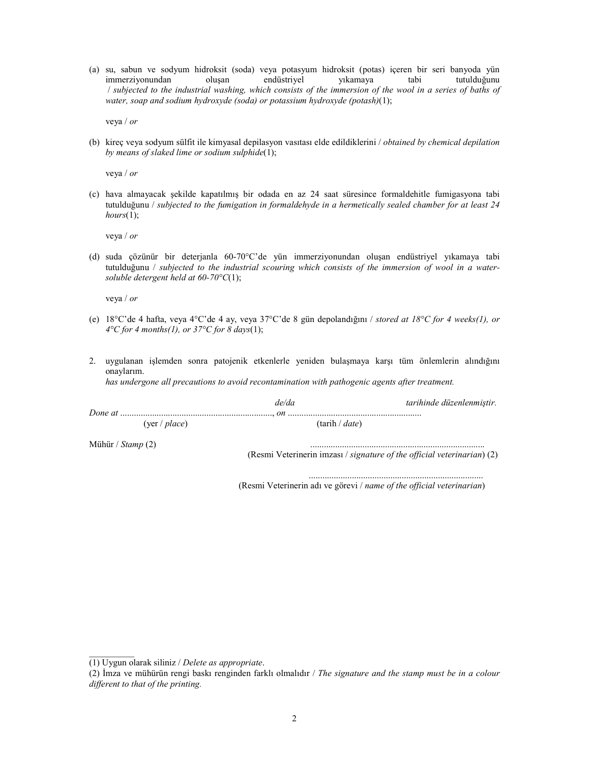(a) su, sabun ve sodyum hidroksit (soda) veya potasyum hidroksit (potas) içeren bir seri banyoda yün immerziyonundan oluşan endüstriyel yıkamaya tabi tutulduğunu / *subjected to the industrial washing, which consists of the immersion of the wool in a series of baths of water, soap and sodium hydroxyde (soda) or potassium hydroxyde (potash)*(1);

veya / *or*

(b) kireç veya sodyum sülfit ile kimyasal depilasyon vasıtası elde edildiklerini / *obtained by chemical depilation by means of slaked lime or sodium sulphide*(1);

veya / *or*

(c) hava almayacak şekilde kapatılmış bir odada en az 24 saat süresince formaldehitle fumigasyona tabi tutulduğunu / *subjected to the fumigation in formaldehyde in a hermetically sealed chamber for at least 24 hours*(1);

veya / *or*

(d) suda çözünür bir deterjanla 60-70°C'de yün immerziyonundan oluşan endüstriyel yıkamaya tabi tutulduğunu / *subjected to the industrial scouring which consists of the immersion of wool in a water-soluble detergent held at 60-70°C*(1);

veya / *or*

(e) 18°C'de 4 hafta, veya 4°C'de 4 ay, veya 37°C'de 8 gün depolandığını / *stored at 18°C for 4 weeks(1), or 4°C for 4 months(1), or 37°C for 8 days*(1);

2. uygulanan işlemden sonra patojenik etkenlerle yeniden bulaşmaya karşı tüm önlemlerin alındığını onaylarım.
*has undergone all precautions to avoid recontamination with pathogenic agents after treatment.*

*de/da* *tarihinde düzenlenmiştir.*
*Done at* ..................................................................., *on* ..........................................................
(yer / *place*) (tarih / *date*)

Mühür / *Stamp* (2) ............................................................................
(Resmi Veterinerin imzası / *signature of the official veterinarian*) (2)

............................................................................
(Resmi Veterinerin adı ve görevi / *name of the official veterinarian*)

---

(1) Uygun olarak siliniz / *Delete as appropriate*.
(2) İmza ve mührün rengi baskı renginden farklı olmalıdır / *The signature and the stamp must be in a colour different to that of the printing.*